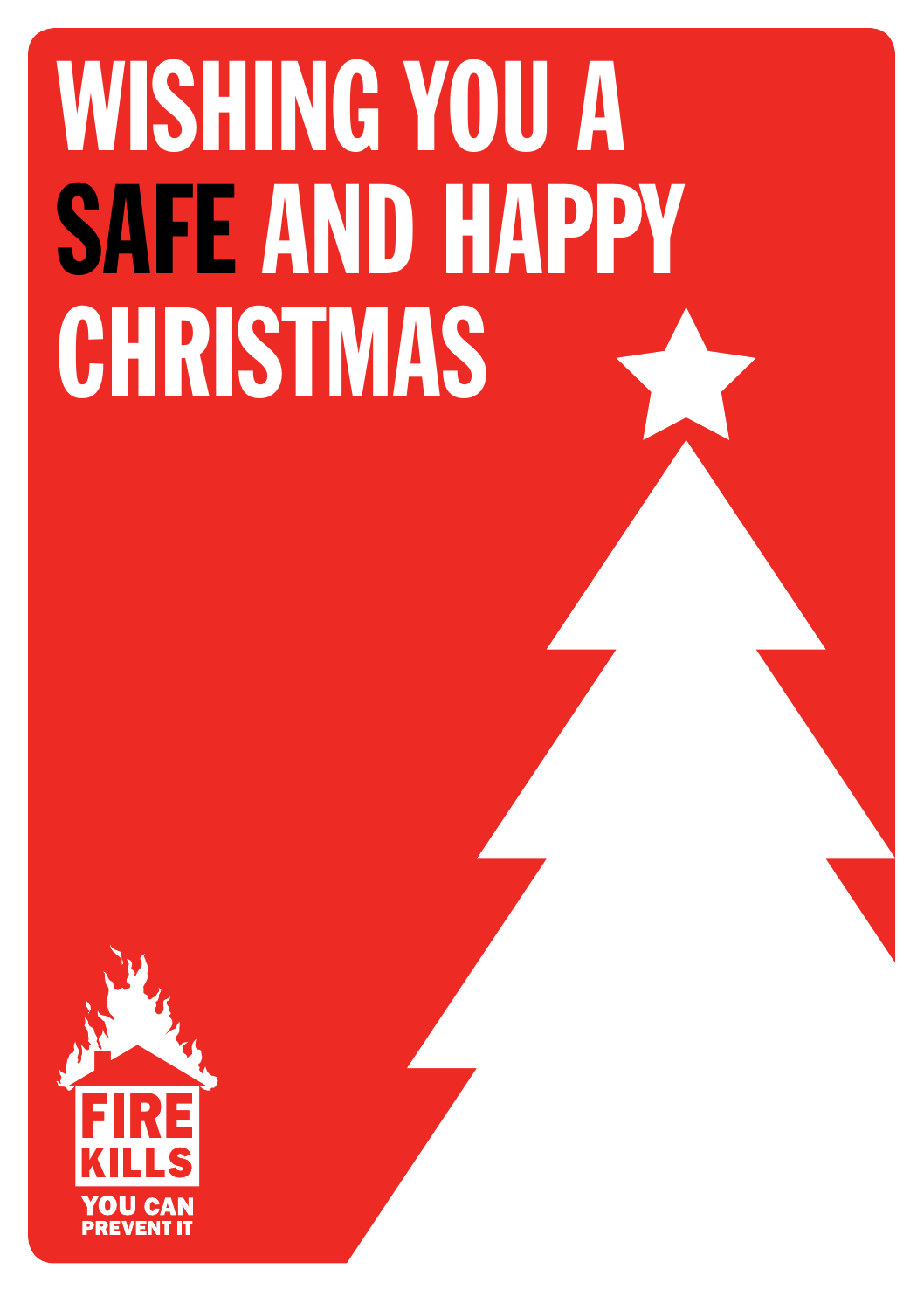# WISHING YOU A SAFE AND HAPPY CHRISTMAS

FIRE KILLS

YOU CAN PREVENT IT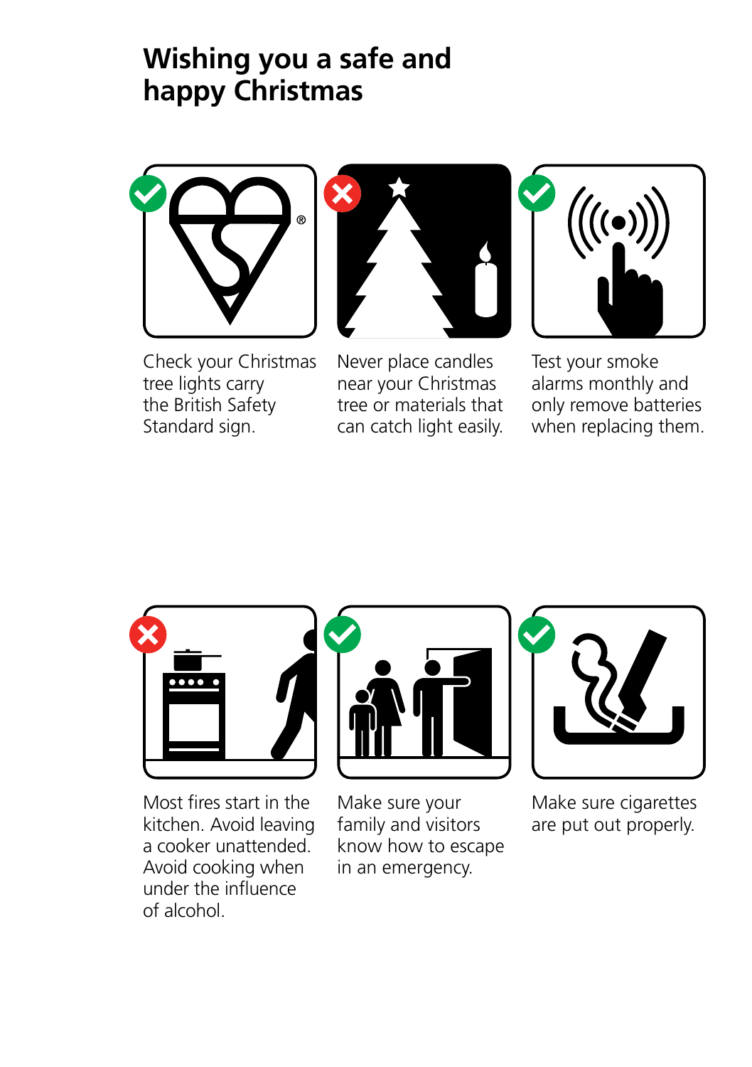# Wishing you a safe and happy Christmas

Check your Christmas tree lights carry the British Safety Standard sign.

Never place candles near your Christmas tree or materials that can catch light easily.

Test your smoke alarms monthly and only remove batteries when replacing them.

Most fires start in the kitchen. Avoid leaving a cooker unattended. Avoid cooking when under the influence of alcohol.

Make sure your family and visitors know how to escape in an emergency.

Make sure cigarettes are put out properly.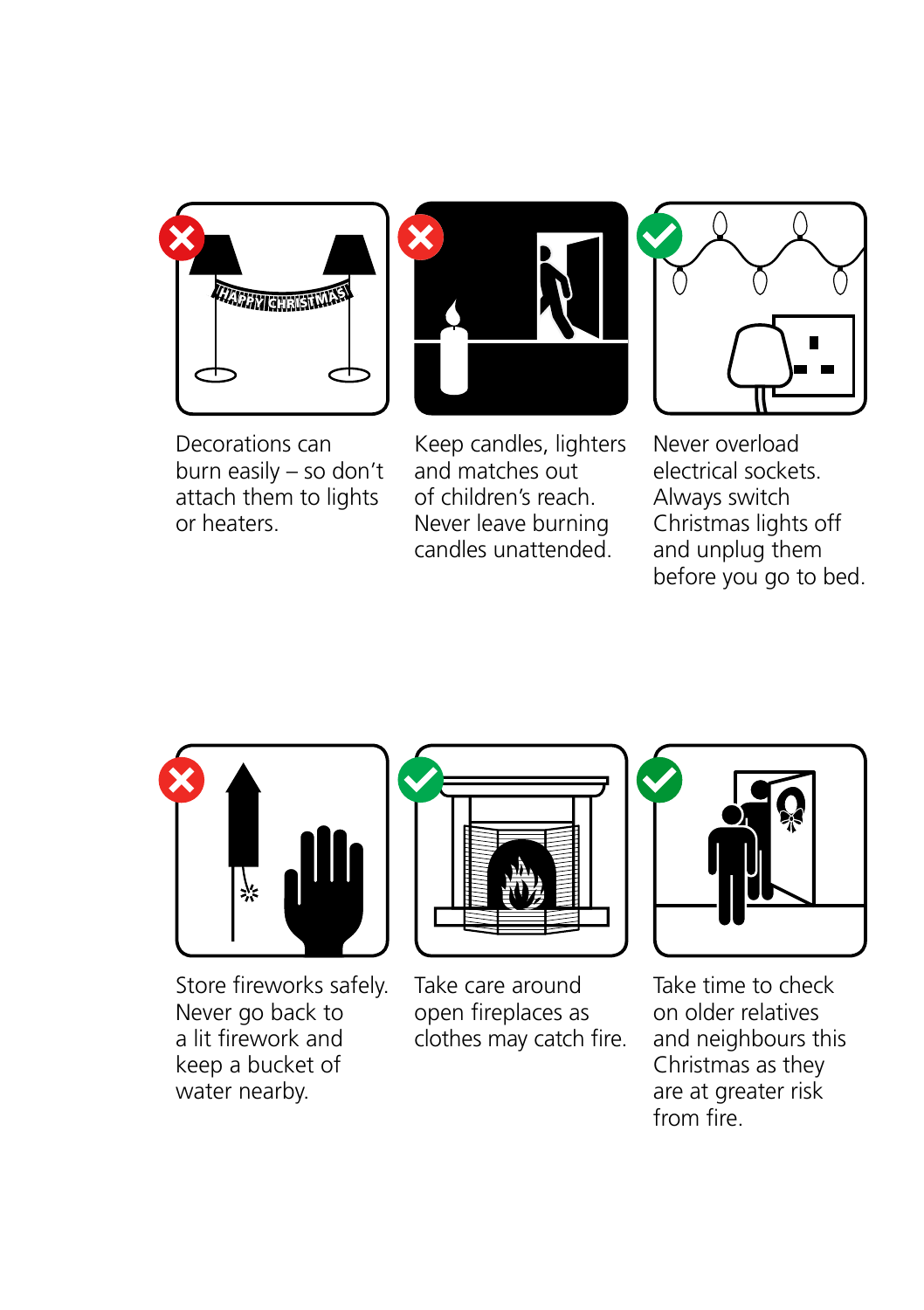Decorations can burn easily – so don't attach them to lights or heaters.

Keep candles, lighters and matches out of children's reach. Never leave burning candles unattended.

Never overload electrical sockets. Always switch Christmas lights off and unplug them before you go to bed.

Store fireworks safely. Never go back to a lit firework and keep a bucket of water nearby.

Take care around open fireplaces as clothes may catch fire.

Take time to check on older relatives and neighbours this Christmas as they are at greater risk from fire.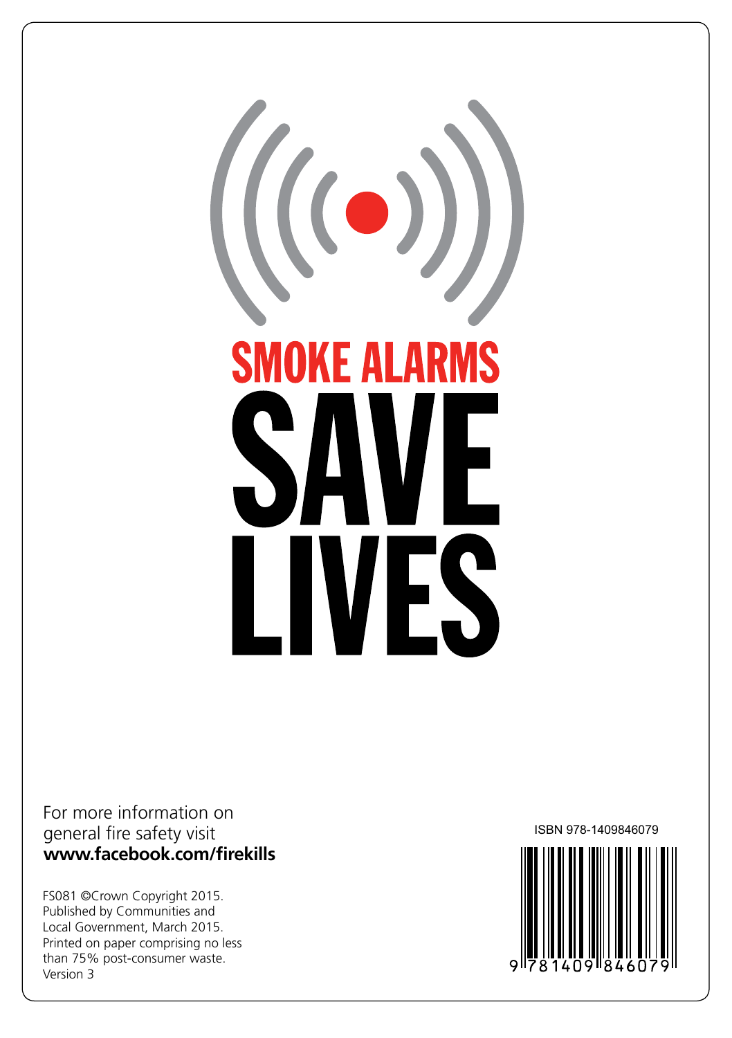# SMOKE ALARMS SAVE LIVES

For more information on general fire safety visit **www.facebook.com/firekills**

FS081 ©Crown Copyright 2015.
Published by Communities and Local Government, March 2015.
Printed on paper comprising no less than 75% post-consumer waste.
Version 3

ISBN 978-1409846079

9 781409 846079